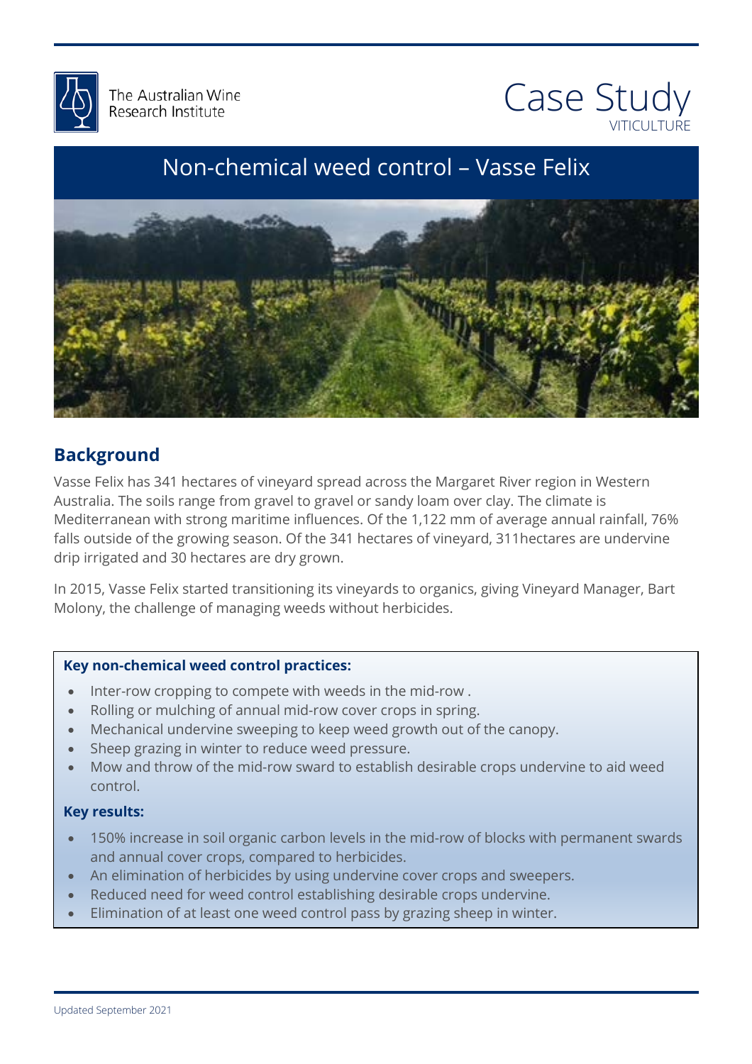The Australian Wine Research Institute

# Case Study
VITICULTURE

# Non-chemical weed control – Vasse Felix

## Background

Vasse Felix has 341 hectares of vineyard spread across the Margaret River region in Western Australia. The soils range from gravel to gravel or sandy loam over clay. The climate is Mediterranean with strong maritime influences. Of the 1,122 mm of average annual rainfall, 76% falls outside of the growing season. Of the 341 hectares of vineyard, 311hectares are undervine drip irrigated and 30 hectares are dry grown.

In 2015, Vasse Felix started transitioning its vineyards to organics, giving Vineyard Manager, Bart Molony, the challenge of managing weeds without herbicides.

**Key non-chemical weed control practices:**

- Inter-row cropping to compete with weeds in the mid-row .
- Rolling or mulching of annual mid-row cover crops in spring.
- Mechanical undervine sweeping to keep weed growth out of the canopy.
- Sheep grazing in winter to reduce weed pressure.
- Mow and throw of the mid-row sward to establish desirable crops undervine to aid weed control.

**Key results:**

- 150% increase in soil organic carbon levels in the mid-row of blocks with permanent swards and annual cover crops, compared to herbicides.
- An elimination of herbicides by using undervine cover crops and sweepers.
- Reduced need for weed control establishing desirable crops undervine.
- Elimination of at least one weed control pass by grazing sheep in winter.

Updated September 2021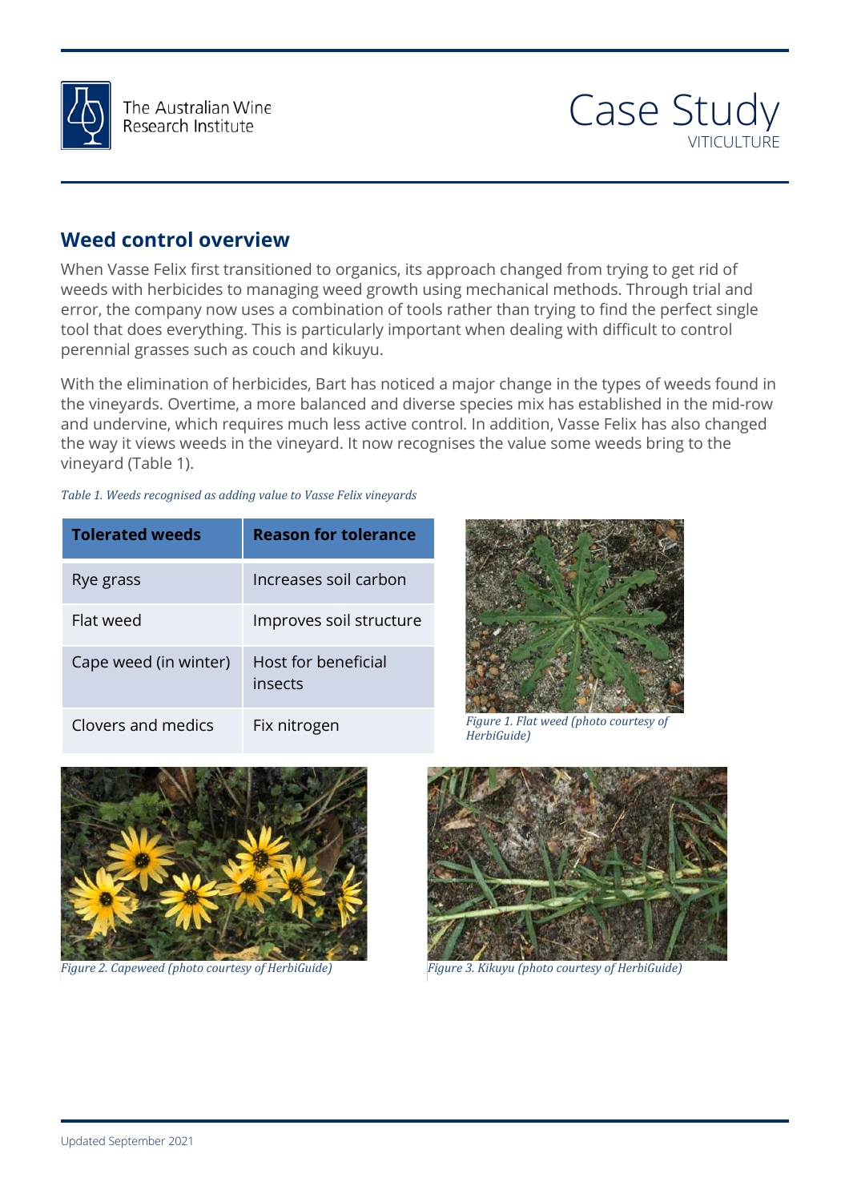## Weed control overview

When Vasse Felix first transitioned to organics, its approach changed from trying to get rid of weeds with herbicides to managing weed growth using mechanical methods. Through trial and error, the company now uses a combination of tools rather than trying to find the perfect single tool that does everything. This is particularly important when dealing with difficult to control perennial grasses such as couch and kikuyu.

With the elimination of herbicides, Bart has noticed a major change in the types of weeds found in the vineyards. Overtime, a more balanced and diverse species mix has established in the mid-row and undervine, which requires much less active control. In addition, Vasse Felix has also changed the way it views weeds in the vineyard. It now recognises the value some weeds bring to the vineyard (Table 1).

*Table 1. Weeds recognised as adding value to Vasse Felix vineyards*

| Tolerated weeds | Reason for tolerance |
|---|---|
| Rye grass | Increases soil carbon |
| Flat weed | Improves soil structure |
| Cape weed (in winter) | Host for beneficial insects |
| Clovers and medics | Fix nitrogen |

*Figure 1. Flat weed (photo courtesy of HerbiGuide)*

*Figure 2. Capeweed (photo courtesy of HerbiGuide)*

*Figure 3. Kikuyu (photo courtesy of HerbiGuide)*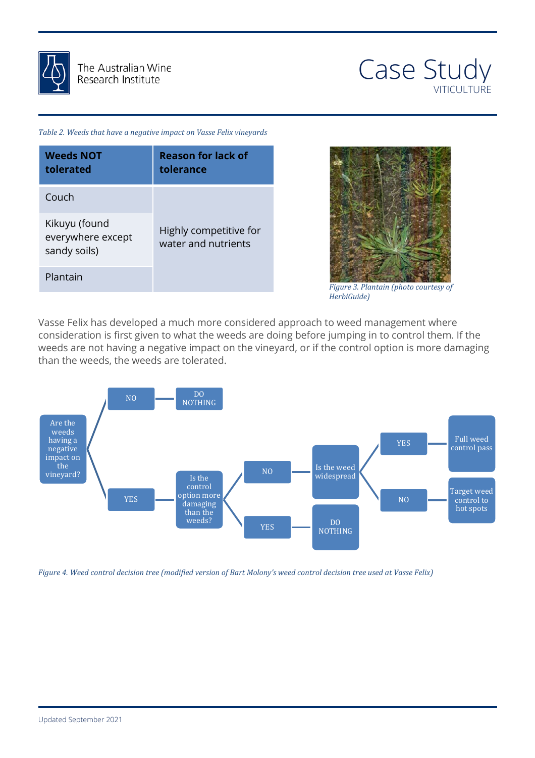*Table 2. Weeds that have a negative impact on Vasse Felix vineyards*

| Weeds NOT tolerated | Reason for lack of tolerance |
|---|---|
| Couch | Highly competitive for water and nutrients |
| Kikuyu (found everywhere except sandy soils) | |
| Plantain | |

*Figure 3. Plantain (photo courtesy of HerbiGuide)*

Vasse Felix has developed a much more considered approach to weed management where consideration is first given to what the weeds are doing before jumping in to control them. If the weeds are not having a negative impact on the vineyard, or if the control option is more damaging than the weeds, the weeds are tolerated.

Are the weeds having a negative impact on the vineyard?

NO

DO NOTHING

YES

Is the control option more damaging than the weeds?

NO

Is the weed widespread

YES

Full weed control pass

NO

Target weed control to hot spots

YES

DO NOTHING

*Figure 4. Weed control decision tree (modified version of Bart Molony's weed control decision tree used at Vasse Felix)*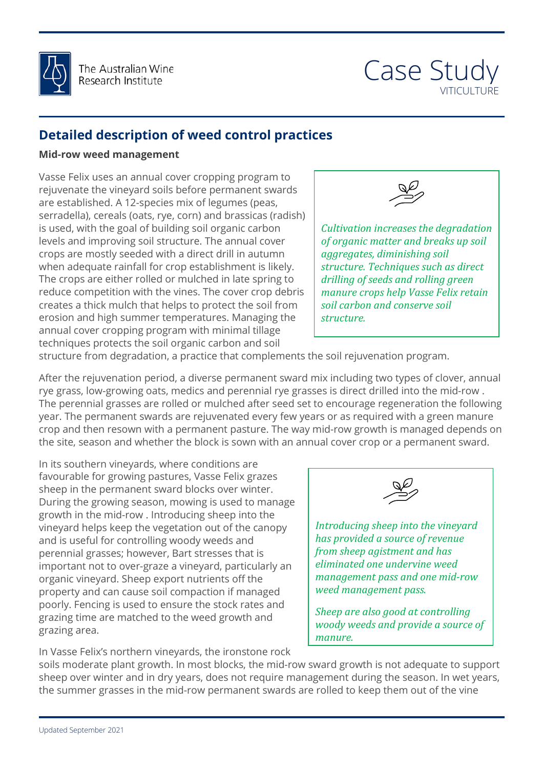## Detailed description of weed control practices

**Mid-row weed management**

Vasse Felix uses an annual cover cropping program to rejuvenate the vineyard soils before permanent swards are established. A 12-species mix of legumes (peas, serradella), cereals (oats, rye, corn) and brassicas (radish) is used, with the goal of building soil organic carbon levels and improving soil structure. The annual cover crops are mostly seeded with a direct drill in autumn when adequate rainfall for crop establishment is likely. The crops are either rolled or mulched in late spring to reduce competition with the vines. The cover crop debris creates a thick mulch that helps to protect the soil from erosion and high summer temperatures. Managing the annual cover cropping program with minimal tillage techniques protects the soil organic carbon and soil structure from degradation, a practice that complements the soil rejuvenation program.

> *Cultivation increases the degradation of organic matter and breaks up soil aggregates, diminishing soil structure. Techniques such as direct drilling of seeds and rolling green manure crops help Vasse Felix retain soil carbon and conserve soil structure.*

After the rejuvenation period, a diverse permanent sward mix including two types of clover, annual rye grass, low-growing oats, medics and perennial rye grasses is direct drilled into the mid-row . The perennial grasses are rolled or mulched after seed set to encourage regeneration the following year. The permanent swards are rejuvenated every few years or as required with a green manure crop and then resown with a permanent pasture. The way mid-row growth is managed depends on the site, season and whether the block is sown with an annual cover crop or a permanent sward.

In its southern vineyards, where conditions are favourable for growing pastures, Vasse Felix grazes sheep in the permanent sward blocks over winter. During the growing season, mowing is used to manage growth in the mid-row . Introducing sheep into the vineyard helps keep the vegetation out of the canopy and is useful for controlling woody weeds and perennial grasses; however, Bart stresses that is important not to over-graze a vineyard, particularly an organic vineyard. Sheep export nutrients off the property and can cause soil compaction if managed poorly. Fencing is used to ensure the stock rates and grazing time are matched to the weed growth and grazing area.

> *Introducing sheep into the vineyard has provided a source of revenue from sheep agistment and has eliminated one undervine weed management pass and one mid-row weed management pass.*
>
> *Sheep are also good at controlling woody weeds and provide a source of manure.*

In Vasse Felix's northern vineyards, the ironstone rock soils moderate plant growth. In most blocks, the mid-row sward growth is not adequate to support sheep over winter and in dry years, does not require management during the season. In wet years, the summer grasses in the mid-row permanent swards are rolled to keep them out of the vine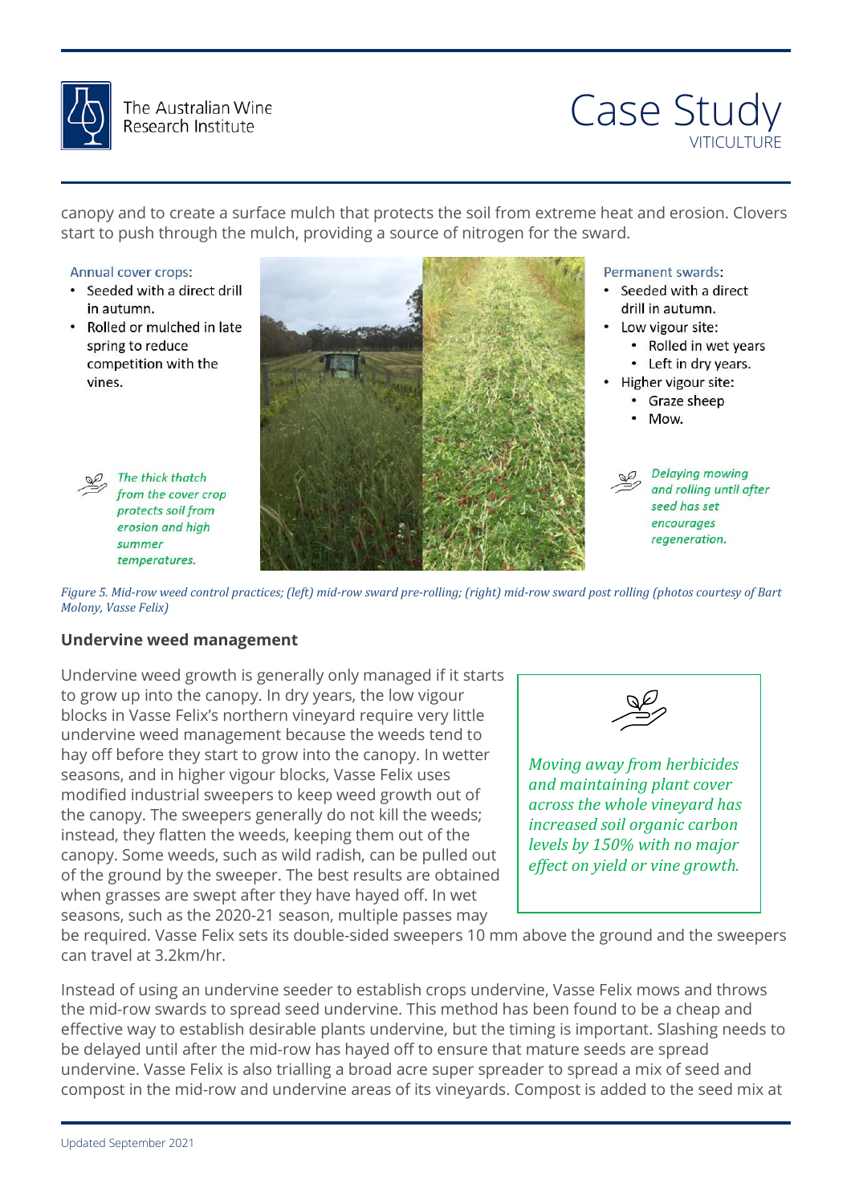canopy and to create a surface mulch that protects the soil from extreme heat and erosion. Clovers start to push through the mulch, providing a source of nitrogen for the sward.

Annual cover crops:

- Seeded with a direct drill in autumn.
- Rolled or mulched in late spring to reduce competition with the vines.

*The thick thatch from the cover crop protects soil from erosion and high summer temperatures.*

Permanent swards:

- Seeded with a direct drill in autumn.
- Low vigour site:
  - Rolled in wet years
  - Left in dry years.
- Higher vigour site:
  - Graze sheep
  - Mow.

*Delaying mowing and rolling until after seed has set encourages regeneration.*

*Figure 5. Mid-row weed control practices; (left) mid-row sward pre-rolling; (right) mid-row sward post rolling (photos courtesy of Bart Molony, Vasse Felix)*

### Undervine weed management

Undervine weed growth is generally only managed if it starts to grow up into the canopy. In dry years, the low vigour blocks in Vasse Felix's northern vineyard require very little undervine weed management because the weeds tend to hay off before they start to grow into the canopy. In wetter seasons, and in higher vigour blocks, Vasse Felix uses modified industrial sweepers to keep weed growth out of the canopy. The sweepers generally do not kill the weeds; instead, they flatten the weeds, keeping them out of the canopy. Some weeds, such as wild radish, can be pulled out of the ground by the sweeper. The best results are obtained when grasses are swept after they have hayed off. In wet seasons, such as the 2020-21 season, multiple passes may be required. Vasse Felix sets its double-sided sweepers 10 mm above the ground and the sweepers can travel at 3.2km/hr.

*Moving away from herbicides and maintaining plant cover across the whole vineyard has increased soil organic carbon levels by 150% with no major effect on yield or vine growth.*

Instead of using an undervine seeder to establish crops undervine, Vasse Felix mows and throws the mid-row swards to spread seed undervine. This method has been found to be a cheap and effective way to establish desirable plants undervine, but the timing is important. Slashing needs to be delayed until after the mid-row has hayed off to ensure that mature seeds are spread undervine. Vasse Felix is also trialling a broad acre super spreader to spread a mix of seed and compost in the mid-row and undervine areas of its vineyards. Compost is added to the seed mix at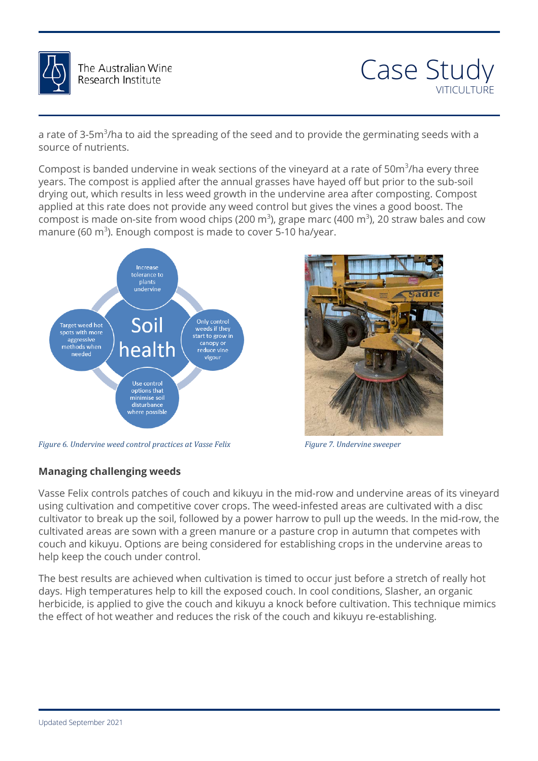a rate of 3-5m$^3$/ha to aid the spreading of the seed and to provide the germinating seeds with a source of nutrients.

Compost is banded undervine in weak sections of the vineyard at a rate of 50m$^3$/ha every three years. The compost is applied after the annual grasses have hayed off but prior to the sub-soil drying out, which results in less weed growth in the undervine area after composting. Compost applied at this rate does not provide any weed control but gives the vines a good boost. The compost is made on-site from wood chips (200 m$^3$), grape marc (400 m$^3$), 20 straw bales and cow manure (60 m$^3$). Enough compost is made to cover 5-10 ha/year.

Soil health

Increase tolerance to plants undervine

Only control weeds if they start to grow in canopy or reduce vine vigour

Use control options that minimise soil disturbance where possible

Target weed hot spots with more aggressive methods when needed

*Figure 6. Undervine weed control practices at Vasse Felix*

*Figure 7. Undervine sweeper*

### Managing challenging weeds

Vasse Felix controls patches of couch and kikuyu in the mid-row and undervine areas of its vineyard using cultivation and competitive cover crops. The weed-infested areas are cultivated with a disc cultivator to break up the soil, followed by a power harrow to pull up the weeds. In the mid-row, the cultivated areas are sown with a green manure or a pasture crop in autumn that competes with couch and kikuyu. Options are being considered for establishing crops in the undervine areas to help keep the couch under control.

The best results are achieved when cultivation is timed to occur just before a stretch of really hot days. High temperatures help to kill the exposed couch. In cool conditions, Slasher, an organic herbicide, is applied to give the couch and kikuyu a knock before cultivation. This technique mimics the effect of hot weather and reduces the risk of the couch and kikuyu re-establishing.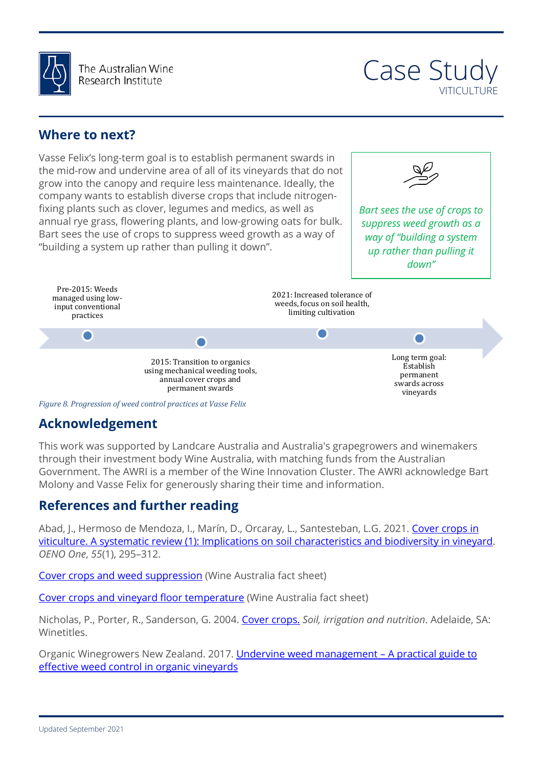## Where to next?

Vasse Felix's long-term goal is to establish permanent swards in the mid-row and undervine area of all of its vineyards that do not grow into the canopy and require less maintenance. Ideally, the company wants to establish diverse crops that include nitrogen-fixing plants such as clover, legumes and medics, as well as annual rye grass, flowering plants, and low-growing oats for bulk. Bart sees the use of crops to suppress weed growth as a way of "building a system up rather than pulling it down".

*Bart sees the use of crops to suppress weed growth as a way of "building a system up rather than pulling it down"*

Pre-2015: Weeds managed using low-input conventional practices

2015: Transition to organics using mechanical weeding tools, annual cover crops and permanent swards

2021: Increased tolerance of weeds, focus on soil health, limiting cultivation

Long term goal: Establish permanent swards across vineyards

*Figure 8. Progression of weed control practices at Vasse Felix*

## Acknowledgement

This work was supported by Landcare Australia and Australia's grapegrowers and winemakers through their investment body Wine Australia, with matching funds from the Australian Government. The AWRI is a member of the Wine Innovation Cluster. The AWRI acknowledge Bart Molony and Vasse Felix for generously sharing their time and information.

## References and further reading

Abad, J., Hermoso de Mendoza, I., Marín, D., Orcaray, L., Santesteban, L.G. 2021. Cover crops in viticulture. A systematic review (1): Implications on soil characteristics and biodiversity in vineyard. *OENO One*, *55*(1), 295–312.

Cover crops and weed suppression (Wine Australia fact sheet)

Cover crops and vineyard floor temperature (Wine Australia fact sheet)

Nicholas, P., Porter, R., Sanderson, G. 2004. Cover crops. *Soil, irrigation and nutrition*. Adelaide, SA: Winetitles.

Organic Winegrowers New Zealand. 2017. Undervine weed management – A practical guide to effective weed control in organic vineyards

Updated September 2021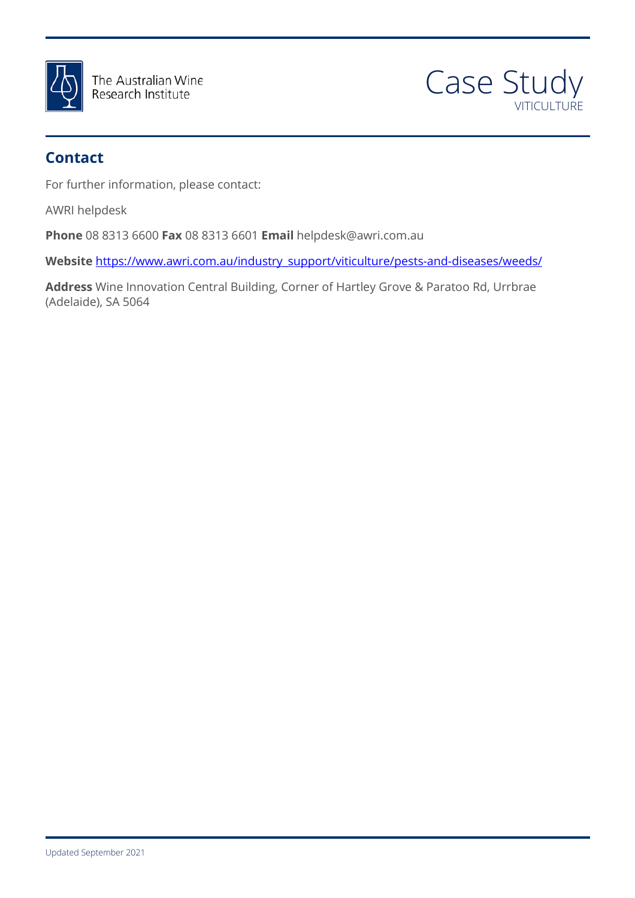## Contact

For further information, please contact:

AWRI helpdesk

**Phone** 08 8313 6600 **Fax** 08 8313 6601 **Email** helpdesk@awri.com.au

**Website** https://www.awri.com.au/industry_support/viticulture/pests-and-diseases/weeds/

**Address** Wine Innovation Central Building, Corner of Hartley Grove & Paratoo Rd, Urrbrae (Adelaide), SA 5064

Updated September 2021